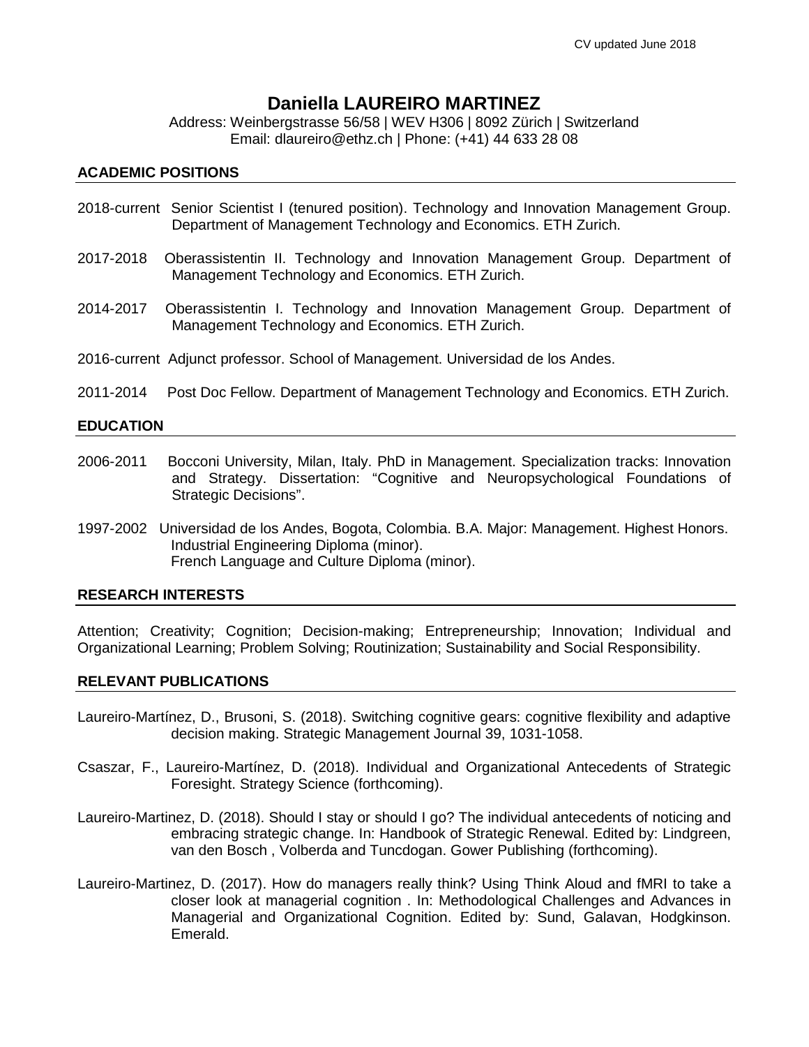CV updated June 2018

# Daniella LAUREIRO MARTINEZ

Address: Weinbergstrasse 56/58 | WEV H306 | 8092 Zürich | Switzerland
Email: dlaureiro@ethz.ch | Phone: (+41) 44 633 28 08

## ACADEMIC POSITIONS

2018-current Senior Scientist I (tenured position). Technology and Innovation Management Group. Department of Management Technology and Economics. ETH Zurich.

2017-2018 Oberassistentin II. Technology and Innovation Management Group. Department of Management Technology and Economics. ETH Zurich.

2014-2017 Oberassistentin I. Technology and Innovation Management Group. Department of Management Technology and Economics. ETH Zurich.

2016-current Adjunct professor. School of Management. Universidad de los Andes.

2011-2014 Post Doc Fellow. Department of Management Technology and Economics. ETH Zurich.

## EDUCATION

2006-2011 Bocconi University, Milan, Italy. PhD in Management. Specialization tracks: Innovation and Strategy. Dissertation: "Cognitive and Neuropsychological Foundations of Strategic Decisions".

1997-2002 Universidad de los Andes, Bogota, Colombia. B.A. Major: Management. Highest Honors.
Industrial Engineering Diploma (minor).
French Language and Culture Diploma (minor).

## RESEARCH INTERESTS

Attention; Creativity; Cognition; Decision-making; Entrepreneurship; Innovation; Individual and Organizational Learning; Problem Solving; Routinization; Sustainability and Social Responsibility.

## RELEVANT PUBLICATIONS

Laureiro-Martínez, D., Brusoni, S. (2018). Switching cognitive gears: cognitive flexibility and adaptive decision making. Strategic Management Journal 39, 1031-1058.

Csaszar, F., Laureiro-Martínez, D. (2018). Individual and Organizational Antecedents of Strategic Foresight. Strategy Science (forthcoming).

Laureiro-Martinez, D. (2018). Should I stay or should I go? The individual antecedents of noticing and embracing strategic change. In: Handbook of Strategic Renewal. Edited by: Lindgreen, van den Bosch , Volberda and Tuncdogan. Gower Publishing (forthcoming).

Laureiro-Martinez, D. (2017). How do managers really think? Using Think Aloud and fMRI to take a closer look at managerial cognition . In: Methodological Challenges and Advances in Managerial and Organizational Cognition. Edited by: Sund, Galavan, Hodgkinson. Emerald.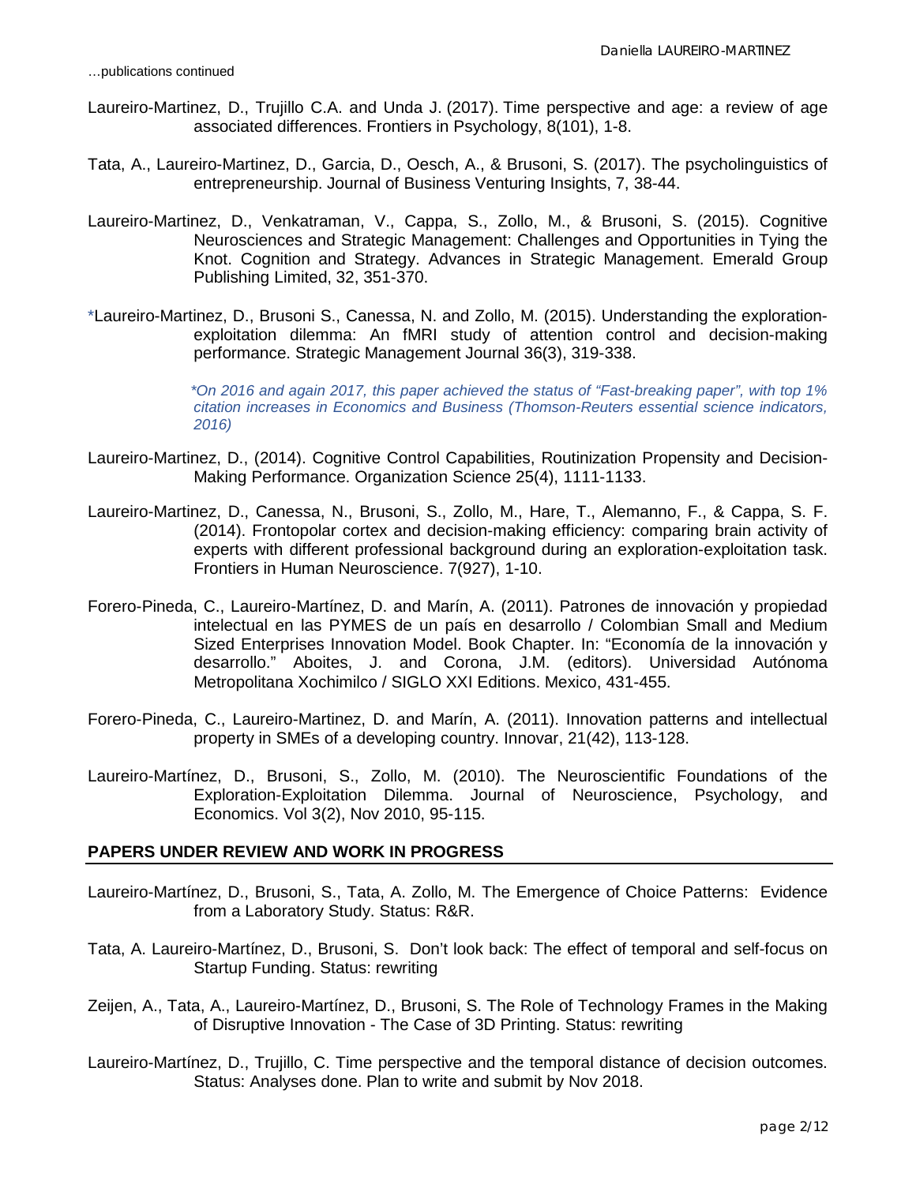…publications continued

Laureiro-Martinez, D., Trujillo C.A. and Unda J. (2017). Time perspective and age: a review of age associated differences. Frontiers in Psychology, 8(101), 1-8.

Tata, A., Laureiro-Martinez, D., Garcia, D., Oesch, A., & Brusoni, S. (2017). The psycholinguistics of entrepreneurship. Journal of Business Venturing Insights, 7, 38-44.

Laureiro-Martinez, D., Venkatraman, V., Cappa, S., Zollo, M., & Brusoni, S. (2015). Cognitive Neurosciences and Strategic Management: Challenges and Opportunities in Tying the Knot. Cognition and Strategy. Advances in Strategic Management. Emerald Group Publishing Limited, 32, 351-370.

*Laureiro-Martinez, D., Brusoni S., Canessa, N. and Zollo, M. (2015). Understanding the exploration-exploitation dilemma: An fMRI study of attention control and decision-making performance. Strategic Management Journal 36(3), 319-338.

*\*On 2016 and again 2017, this paper achieved the status of "Fast-breaking paper", with top 1% citation increases in Economics and Business (Thomson-Reuters essential science indicators, 2016)*

Laureiro-Martinez, D., (2014). Cognitive Control Capabilities, Routinization Propensity and Decision-Making Performance. Organization Science 25(4), 1111-1133.

Laureiro-Martinez, D., Canessa, N., Brusoni, S., Zollo, M., Hare, T., Alemanno, F., & Cappa, S. F. (2014). Frontopolar cortex and decision-making efficiency: comparing brain activity of experts with different professional background during an exploration-exploitation task. Frontiers in Human Neuroscience. 7(927), 1-10.

Forero-Pineda, C., Laureiro-Martínez, D. and Marín, A. (2011). Patrones de innovación y propiedad intelectual en las PYMES de un país en desarrollo / Colombian Small and Medium Sized Enterprises Innovation Model. Book Chapter. In: "Economía de la innovación y desarrollo." Aboites, J. and Corona, J.M. (editors). Universidad Autónoma Metropolitana Xochimilco / SIGLO XXI Editions. Mexico, 431-455.

Forero-Pineda, C., Laureiro-Martinez, D. and Marín, A. (2011). Innovation patterns and intellectual property in SMEs of a developing country. Innovar, 21(42), 113-128.

Laureiro-Martínez, D., Brusoni, S., Zollo, M. (2010). The Neuroscientific Foundations of the Exploration-Exploitation Dilemma. Journal of Neuroscience, Psychology, and Economics. Vol 3(2), Nov 2010, 95-115.

## PAPERS UNDER REVIEW AND WORK IN PROGRESS

Laureiro-Martínez, D., Brusoni, S., Tata, A. Zollo, M. The Emergence of Choice Patterns: Evidence from a Laboratory Study. Status: R&R.

Tata, A. Laureiro-Martínez, D., Brusoni, S. Don't look back: The effect of temporal and self-focus on Startup Funding. Status: rewriting

Zeijen, A., Tata, A., Laureiro-Martínez, D., Brusoni, S. The Role of Technology Frames in the Making of Disruptive Innovation - The Case of 3D Printing. Status: rewriting

Laureiro-Martínez, D., Trujillo, C. Time perspective and the temporal distance of decision outcomes. Status: Analyses done. Plan to write and submit by Nov 2018.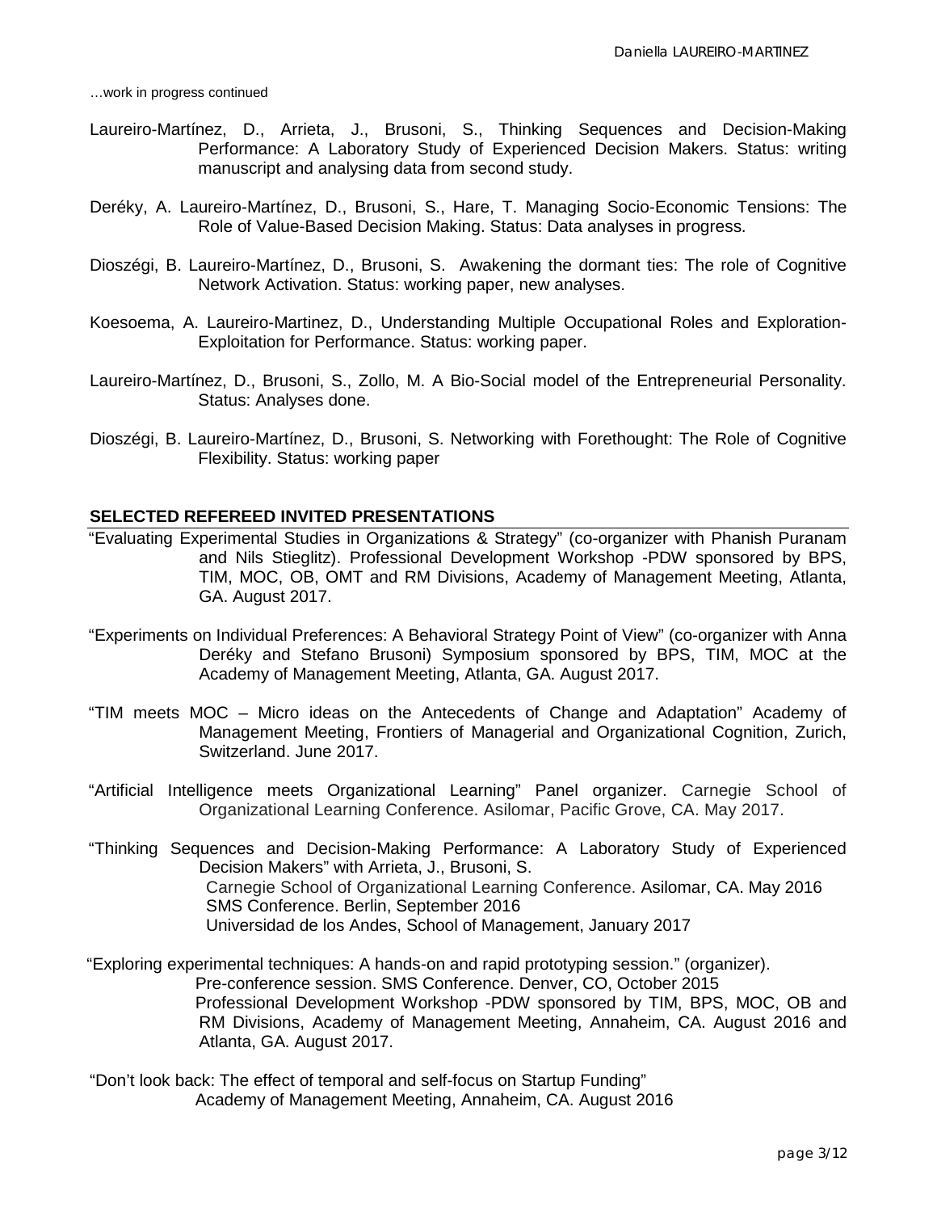…work in progress continued

Laureiro-Martínez, D., Arrieta, J., Brusoni, S., Thinking Sequences and Decision-Making Performance: A Laboratory Study of Experienced Decision Makers. Status: writing manuscript and analysing data from second study.

Deréky, A. Laureiro-Martínez, D., Brusoni, S., Hare, T. Managing Socio-Economic Tensions: The Role of Value-Based Decision Making. Status: Data analyses in progress.

Dioszégi, B. Laureiro-Martínez, D., Brusoni, S. Awakening the dormant ties: The role of Cognitive Network Activation. Status: working paper, new analyses.

Koesoema, A. Laureiro-Martinez, D., Understanding Multiple Occupational Roles and Exploration-Exploitation for Performance. Status: working paper.

Laureiro-Martínez, D., Brusoni, S., Zollo, M. A Bio-Social model of the Entrepreneurial Personality. Status: Analyses done.

Dioszégi, B. Laureiro-Martínez, D., Brusoni, S. Networking with Forethought: The Role of Cognitive Flexibility. Status: working paper

## SELECTED REFEREED INVITED PRESENTATIONS

"Evaluating Experimental Studies in Organizations & Strategy" (co-organizer with Phanish Puranam and Nils Stieglitz). Professional Development Workshop -PDW sponsored by BPS, TIM, MOC, OB, OMT and RM Divisions, Academy of Management Meeting, Atlanta, GA. August 2017.

"Experiments on Individual Preferences: A Behavioral Strategy Point of View" (co-organizer with Anna Deréky and Stefano Brusoni) Symposium sponsored by BPS, TIM, MOC at the Academy of Management Meeting, Atlanta, GA. August 2017.

"TIM meets MOC – Micro ideas on the Antecedents of Change and Adaptation" Academy of Management Meeting, Frontiers of Managerial and Organizational Cognition, Zurich, Switzerland. June 2017.

"Artificial Intelligence meets Organizational Learning" Panel organizer. Carnegie School of Organizational Learning Conference. Asilomar, Pacific Grove, CA. May 2017.

"Thinking Sequences and Decision-Making Performance: A Laboratory Study of Experienced Decision Makers" with Arrieta, J., Brusoni, S.
Carnegie School of Organizational Learning Conference. Asilomar, CA. May 2016
SMS Conference. Berlin, September 2016
Universidad de los Andes, School of Management, January 2017

"Exploring experimental techniques: A hands-on and rapid prototyping session." (organizer).
Pre-conference session. SMS Conference. Denver, CO, October 2015
Professional Development Workshop -PDW sponsored by TIM, BPS, MOC, OB and RM Divisions, Academy of Management Meeting, Annaheim, CA. August 2016 and Atlanta, GA. August 2017.

"Don't look back: The effect of temporal and self-focus on Startup Funding"
Academy of Management Meeting, Annaheim, CA. August 2016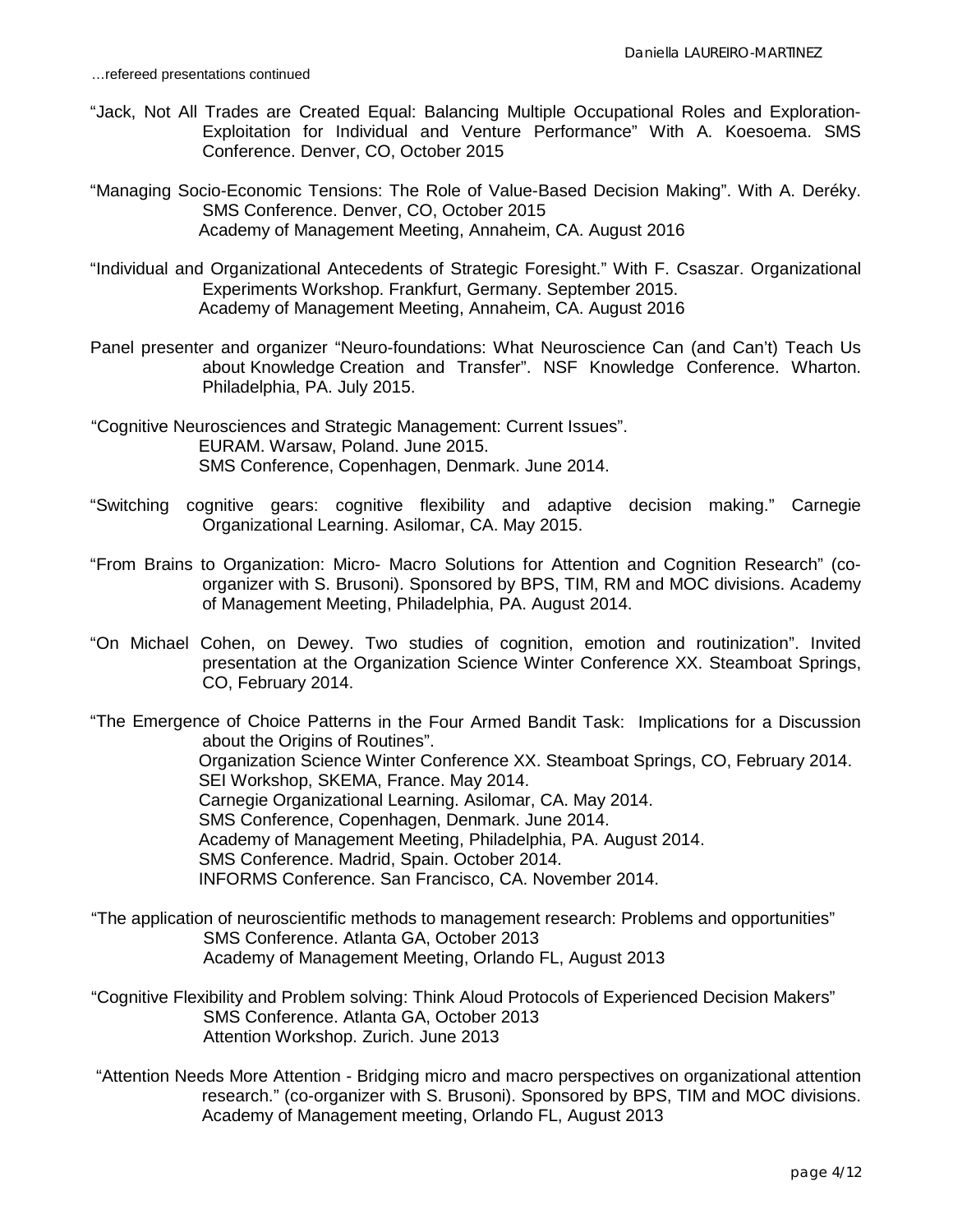…refereed presentations continued

"Jack, Not All Trades are Created Equal: Balancing Multiple Occupational Roles and Exploration-Exploitation for Individual and Venture Performance" With A. Koesoema. SMS Conference. Denver, CO, October 2015

"Managing Socio-Economic Tensions: The Role of Value-Based Decision Making". With A. Deréky. SMS Conference. Denver, CO, October 2015
Academy of Management Meeting, Annaheim, CA. August 2016

"Individual and Organizational Antecedents of Strategic Foresight." With F. Csaszar. Organizational Experiments Workshop. Frankfurt, Germany. September 2015.
Academy of Management Meeting, Annaheim, CA. August 2016

Panel presenter and organizer "Neuro-foundations: What Neuroscience Can (and Can't) Teach Us about Knowledge Creation and Transfer". NSF Knowledge Conference. Wharton. Philadelphia, PA. July 2015.

"Cognitive Neurosciences and Strategic Management: Current Issues".
EURAM. Warsaw, Poland. June 2015.
SMS Conference, Copenhagen, Denmark. June 2014.

"Switching cognitive gears: cognitive flexibility and adaptive decision making." Carnegie Organizational Learning. Asilomar, CA. May 2015.

"From Brains to Organization: Micro- Macro Solutions for Attention and Cognition Research" (co-organizer with S. Brusoni). Sponsored by BPS, TIM, RM and MOC divisions. Academy of Management Meeting, Philadelphia, PA. August 2014.

"On Michael Cohen, on Dewey. Two studies of cognition, emotion and routinization". Invited presentation at the Organization Science Winter Conference XX. Steamboat Springs, CO, February 2014.

"The Emergence of Choice Patterns in the Four Armed Bandit Task: Implications for a Discussion about the Origins of Routines".
Organization Science Winter Conference XX. Steamboat Springs, CO, February 2014.
SEI Workshop, SKEMA, France. May 2014.
Carnegie Organizational Learning. Asilomar, CA. May 2014.
SMS Conference, Copenhagen, Denmark. June 2014.
Academy of Management Meeting, Philadelphia, PA. August 2014.
SMS Conference. Madrid, Spain. October 2014.
INFORMS Conference. San Francisco, CA. November 2014.

"The application of neuroscientific methods to management research: Problems and opportunities"
SMS Conference. Atlanta GA, October 2013
Academy of Management Meeting, Orlando FL, August 2013

"Cognitive Flexibility and Problem solving: Think Aloud Protocols of Experienced Decision Makers"
SMS Conference. Atlanta GA, October 2013
Attention Workshop. Zurich. June 2013

"Attention Needs More Attention - Bridging micro and macro perspectives on organizational attention research." (co-organizer with S. Brusoni). Sponsored by BPS, TIM and MOC divisions. Academy of Management meeting, Orlando FL, August 2013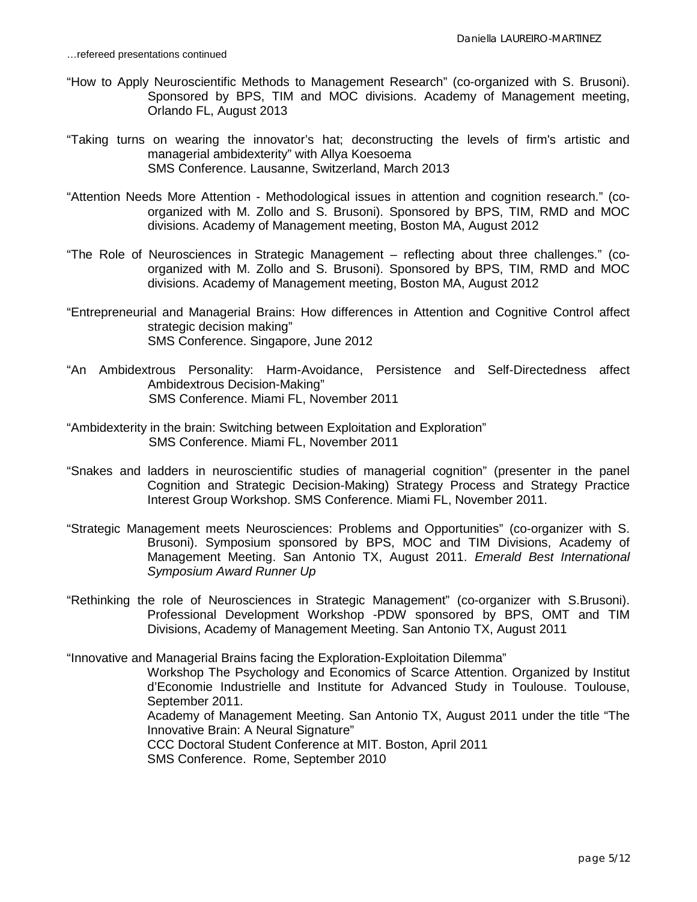…refereed presentations continued

"How to Apply Neuroscientific Methods to Management Research" (co-organized with S. Brusoni). Sponsored by BPS, TIM and MOC divisions. Academy of Management meeting, Orlando FL, August 2013

"Taking turns on wearing the innovator's hat; deconstructing the levels of firm's artistic and managerial ambidexterity" with Allya Koesoema
SMS Conference. Lausanne, Switzerland, March 2013

"Attention Needs More Attention - Methodological issues in attention and cognition research." (co-organized with M. Zollo and S. Brusoni). Sponsored by BPS, TIM, RMD and MOC divisions. Academy of Management meeting, Boston MA, August 2012

"The Role of Neurosciences in Strategic Management – reflecting about three challenges." (co-organized with M. Zollo and S. Brusoni). Sponsored by BPS, TIM, RMD and MOC divisions. Academy of Management meeting, Boston MA, August 2012

"Entrepreneurial and Managerial Brains: How differences in Attention and Cognitive Control affect strategic decision making"
SMS Conference. Singapore, June 2012

"An Ambidextrous Personality: Harm-Avoidance, Persistence and Self-Directedness affect Ambidextrous Decision-Making"
SMS Conference. Miami FL, November 2011

"Ambidexterity in the brain: Switching between Exploitation and Exploration"
SMS Conference. Miami FL, November 2011

"Snakes and ladders in neuroscientific studies of managerial cognition" (presenter in the panel Cognition and Strategic Decision-Making) Strategy Process and Strategy Practice Interest Group Workshop. SMS Conference. Miami FL, November 2011.

"Strategic Management meets Neurosciences: Problems and Opportunities" (co-organizer with S. Brusoni). Symposium sponsored by BPS, MOC and TIM Divisions, Academy of Management Meeting. San Antonio TX, August 2011. *Emerald Best International Symposium Award Runner Up*

"Rethinking the role of Neurosciences in Strategic Management" (co-organizer with S.Brusoni). Professional Development Workshop -PDW sponsored by BPS, OMT and TIM Divisions, Academy of Management Meeting. San Antonio TX, August 2011

"Innovative and Managerial Brains facing the Exploration-Exploitation Dilemma"
Workshop The Psychology and Economics of Scarce Attention. Organized by Institut d'Economie Industrielle and Institute for Advanced Study in Toulouse. Toulouse, September 2011.
Academy of Management Meeting. San Antonio TX, August 2011 under the title "The Innovative Brain: A Neural Signature"
CCC Doctoral Student Conference at MIT. Boston, April 2011
SMS Conference. Rome, September 2010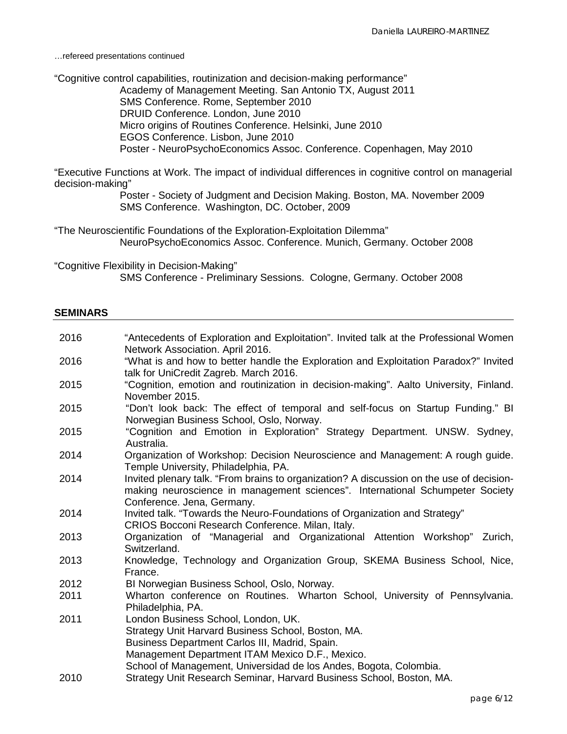…refereed presentations continued

"Cognitive control capabilities, routinization and decision-making performance"

Academy of Management Meeting. San Antonio TX, August 2011
SMS Conference. Rome, September 2010
DRUID Conference. London, June 2010
Micro origins of Routines Conference. Helsinki, June 2010
EGOS Conference. Lisbon, June 2010
Poster - NeuroPsychoEconomics Assoc. Conference. Copenhagen, May 2010

"Executive Functions at Work. The impact of individual differences in cognitive control on managerial decision-making"

Poster - Society of Judgment and Decision Making. Boston, MA. November 2009
SMS Conference. Washington, DC. October, 2009

"The Neuroscientific Foundations of the Exploration-Exploitation Dilemma"

NeuroPsychoEconomics Assoc. Conference. Munich, Germany. October 2008

"Cognitive Flexibility in Decision-Making"

SMS Conference - Preliminary Sessions. Cologne, Germany. October 2008

## SEMINARS

| | |
|---|---|
| 2016 | "Antecedents of Exploration and Exploitation". Invited talk at the Professional Women Network Association. April 2016. |
| 2016 | "What is and how to better handle the Exploration and Exploitation Paradox?" Invited talk for UniCredit Zagreb. March 2016. |
| 2015 | "Cognition, emotion and routinization in decision-making". Aalto University, Finland. November 2015. |
| 2015 | "Don't look back: The effect of temporal and self-focus on Startup Funding." BI Norwegian Business School, Oslo, Norway. |
| 2015 | "Cognition and Emotion in Exploration" Strategy Department. UNSW. Sydney, Australia. |
| 2014 | Organization of Workshop: Decision Neuroscience and Management: A rough guide. Temple University, Philadelphia, PA. |
| 2014 | Invited plenary talk. "From brains to organization? A discussion on the use of decision-making neuroscience in management sciences". International Schumpeter Society Conference. Jena, Germany. |
| 2014 | Invited talk. "Towards the Neuro-Foundations of Organization and Strategy" CRIOS Bocconi Research Conference. Milan, Italy. |
| 2013 | Organization of "Managerial and Organizational Attention Workshop" Zurich, Switzerland. |
| 2013 | Knowledge, Technology and Organization Group, SKEMA Business School, Nice, France. |
| 2012 | BI Norwegian Business School, Oslo, Norway. |
| 2011 | Wharton conference on Routines. Wharton School, University of Pennsylvania. Philadelphia, PA. |
| 2011 | London Business School, London, UK.<br>Strategy Unit Harvard Business School, Boston, MA.<br>Business Department Carlos III, Madrid, Spain.<br>Management Department ITAM Mexico D.F., Mexico.<br>School of Management, Universidad de los Andes, Bogota, Colombia. |
| 2010 | Strategy Unit Research Seminar, Harvard Business School, Boston, MA. |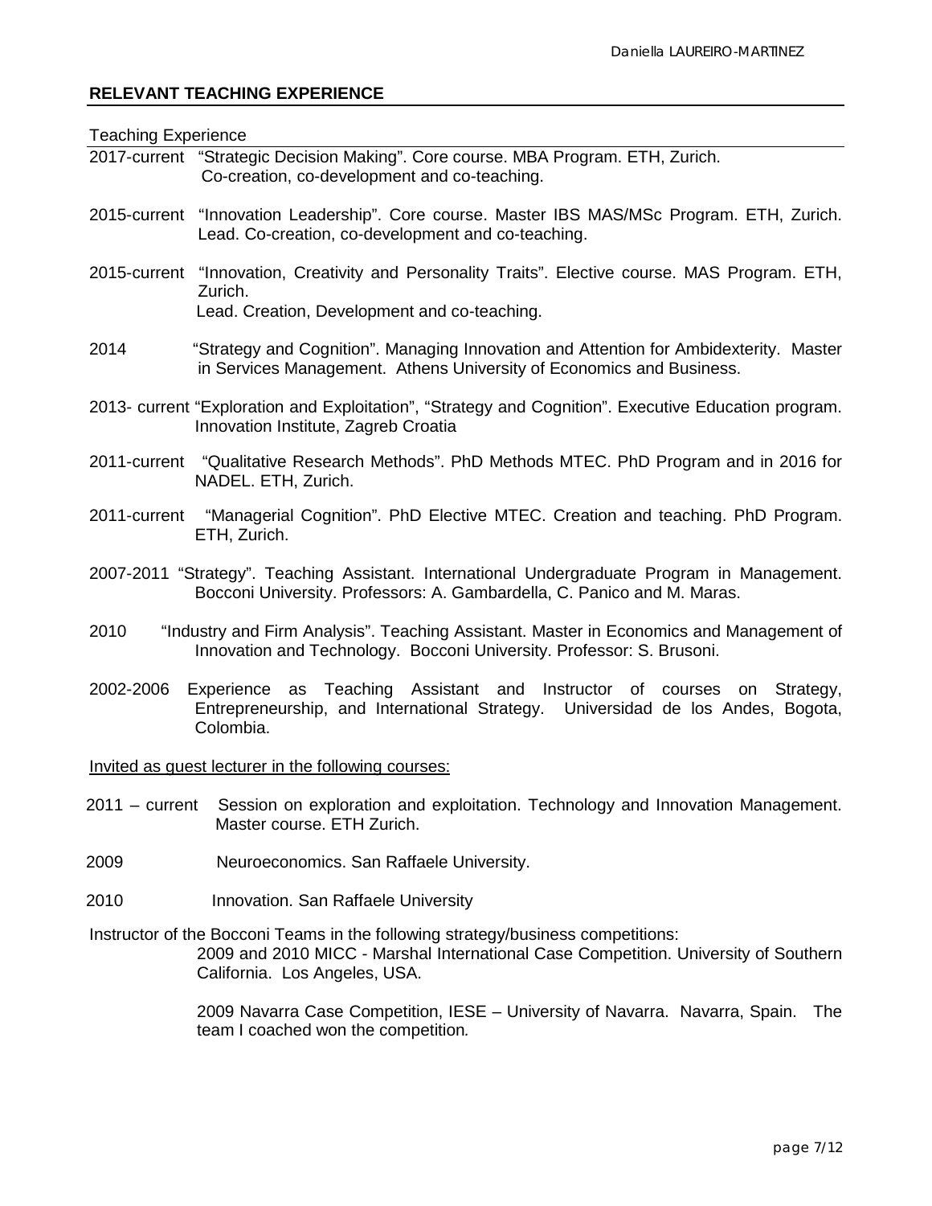## RELEVANT TEACHING EXPERIENCE

Teaching Experience

2017-current "Strategic Decision Making". Core course. MBA Program. ETH, Zurich.
Co-creation, co-development and co-teaching.

2015-current "Innovation Leadership". Core course. Master IBS MAS/MSc Program. ETH, Zurich. Lead. Co-creation, co-development and co-teaching.

2015-current "Innovation, Creativity and Personality Traits". Elective course. MAS Program. ETH, Zurich.
Lead. Creation, Development and co-teaching.

2014 "Strategy and Cognition". Managing Innovation and Attention for Ambidexterity. Master in Services Management. Athens University of Economics and Business.

2013- current "Exploration and Exploitation", "Strategy and Cognition". Executive Education program. Innovation Institute, Zagreb Croatia

2011-current "Qualitative Research Methods". PhD Methods MTEC. PhD Program and in 2016 for NADEL. ETH, Zurich.

2011-current "Managerial Cognition". PhD Elective MTEC. Creation and teaching. PhD Program. ETH, Zurich.

2007-2011 "Strategy". Teaching Assistant. International Undergraduate Program in Management. Bocconi University. Professors: A. Gambardella, C. Panico and M. Maras.

2010 "Industry and Firm Analysis". Teaching Assistant. Master in Economics and Management of Innovation and Technology. Bocconi University. Professor: S. Brusoni.

2002-2006 Experience as Teaching Assistant and Instructor of courses on Strategy, Entrepreneurship, and International Strategy. Universidad de los Andes, Bogota, Colombia.

Invited as guest lecturer in the following courses:

2011 – current Session on exploration and exploitation. Technology and Innovation Management. Master course. ETH Zurich.

2009 Neuroeconomics. San Raffaele University.

2010 Innovation. San Raffaele University

Instructor of the Bocconi Teams in the following strategy/business competitions:

2009 and 2010 MICC - Marshal International Case Competition. University of Southern California. Los Angeles, USA.

2009 Navarra Case Competition, IESE – University of Navarra. Navarra, Spain. The team I coached won the competition.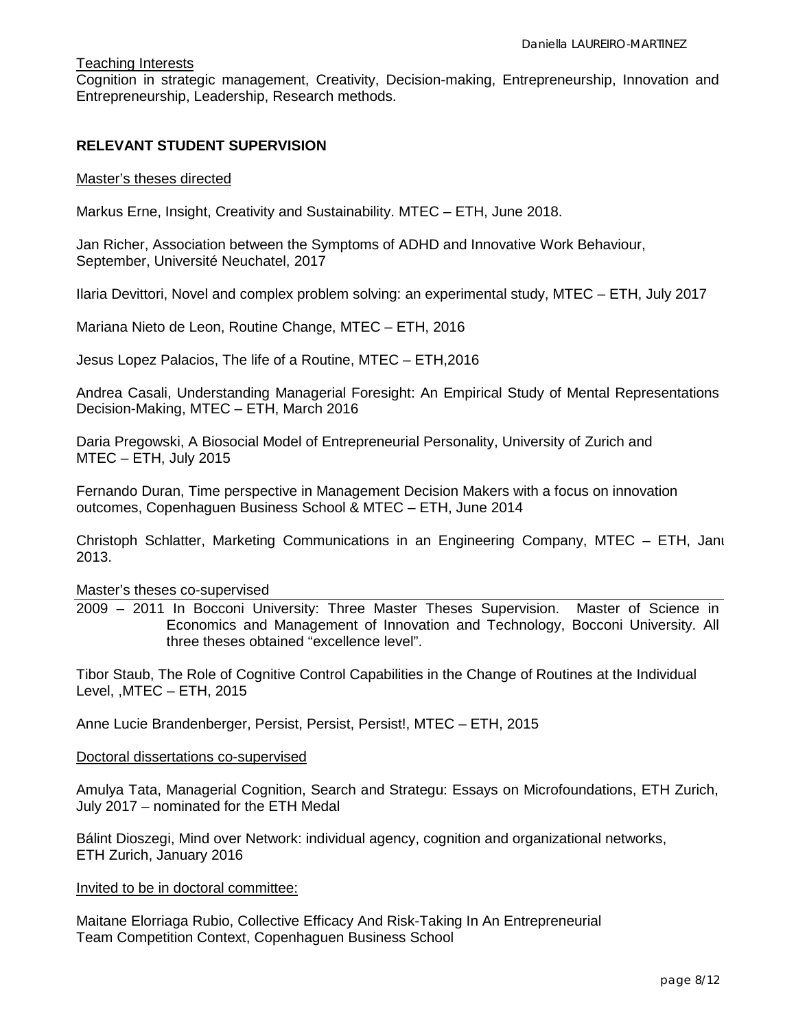Teaching Interests

Cognition in strategic management, Creativity, Decision-making, Entrepreneurship, Innovation and Entrepreneurship, Leadership, Research methods.

## RELEVANT STUDENT SUPERVISION

Master's theses directed

Markus Erne, Insight, Creativity and Sustainability. MTEC – ETH, June 2018.

Jan Richer, Association between the Symptoms of ADHD and Innovative Work Behaviour, September, Université Neuchatel, 2017

Ilaria Devittori, Novel and complex problem solving: an experimental study, MTEC – ETH, July 2017

Mariana Nieto de Leon, Routine Change, MTEC – ETH, 2016

Jesus Lopez Palacios, The life of a Routine, MTEC – ETH,2016

Andrea Casali, Understanding Managerial Foresight: An Empirical Study of Mental Representations Decision-Making, MTEC – ETH, March 2016

Daria Pregowski, A Biosocial Model of Entrepreneurial Personality, University of Zurich and MTEC – ETH, July 2015

Fernando Duran, Time perspective in Management Decision Makers with a focus on innovation outcomes, Copenhaguen Business School & MTEC – ETH, June 2014

Christoph Schlatter, Marketing Communications in an Engineering Company, MTEC – ETH, Janu 2013.

Master's theses co-supervised

2009 – 2011 In Bocconi University: Three Master Theses Supervision. Master of Science in Economics and Management of Innovation and Technology, Bocconi University. All three theses obtained "excellence level".

Tibor Staub, The Role of Cognitive Control Capabilities in the Change of Routines at the Individual Level, ,MTEC – ETH, 2015

Anne Lucie Brandenberger, Persist, Persist, Persist!, MTEC – ETH, 2015

Doctoral dissertations co-supervised

Amulya Tata, Managerial Cognition, Search and Strategu: Essays on Microfoundations, ETH Zurich, July 2017 – nominated for the ETH Medal

Bálint Dioszegi, Mind over Network: individual agency, cognition and organizational networks, ETH Zurich, January 2016

Invited to be in doctoral committee:

Maitane Elorriaga Rubio, Collective Efficacy And Risk-Taking In An Entrepreneurial Team Competition Context, Copenhaguen Business School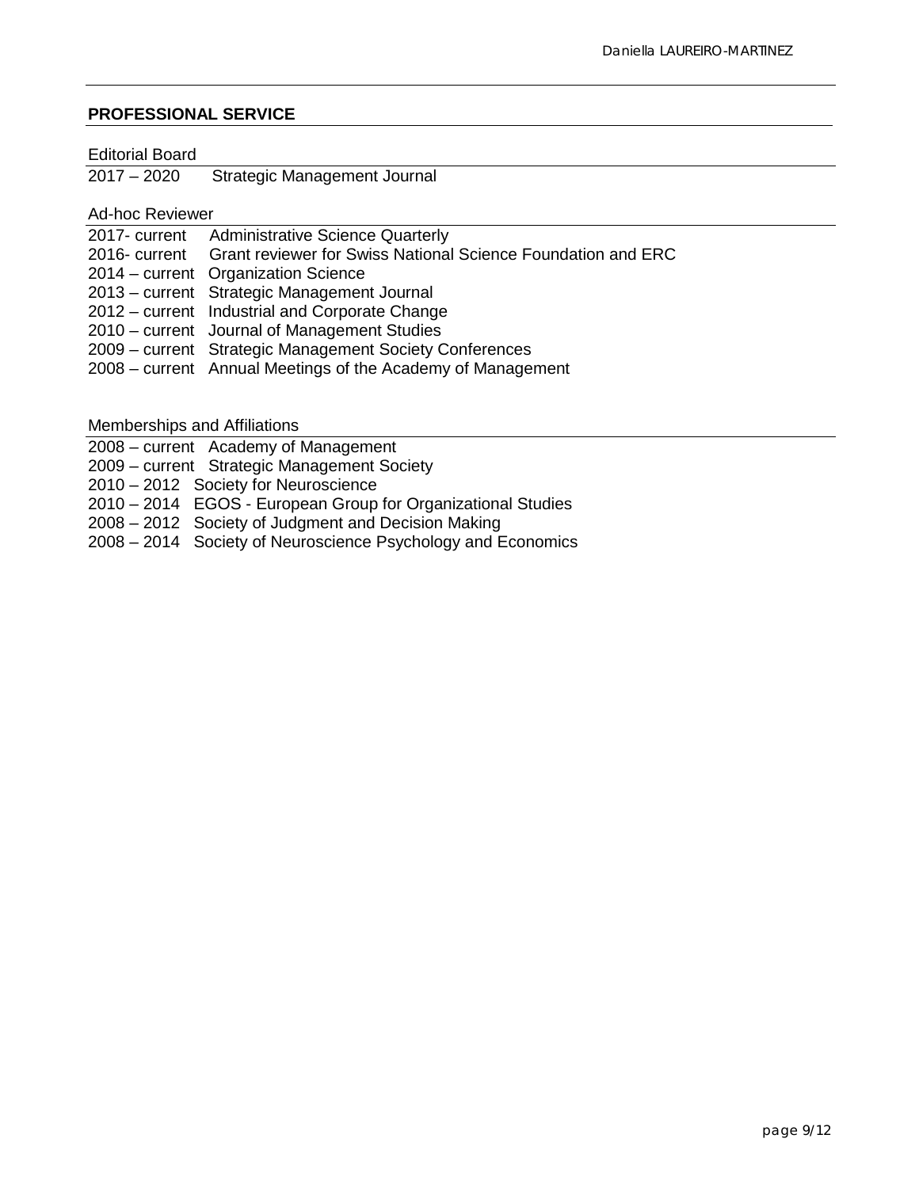## PROFESSIONAL SERVICE

### Editorial Board

2017 – 2020 Strategic Management Journal

### Ad-hoc Reviewer

2017- current Administrative Science Quarterly
2016- current Grant reviewer for Swiss National Science Foundation and ERC
2014 – current Organization Science
2013 – current Strategic Management Journal
2012 – current Industrial and Corporate Change
2010 – current Journal of Management Studies
2009 – current Strategic Management Society Conferences
2008 – current Annual Meetings of the Academy of Management

### Memberships and Affiliations

2008 – current Academy of Management
2009 – current Strategic Management Society
2010 – 2012 Society for Neuroscience
2010 – 2014 EGOS - European Group for Organizational Studies
2008 – 2012 Society of Judgment and Decision Making
2008 – 2014 Society of Neuroscience Psychology and Economics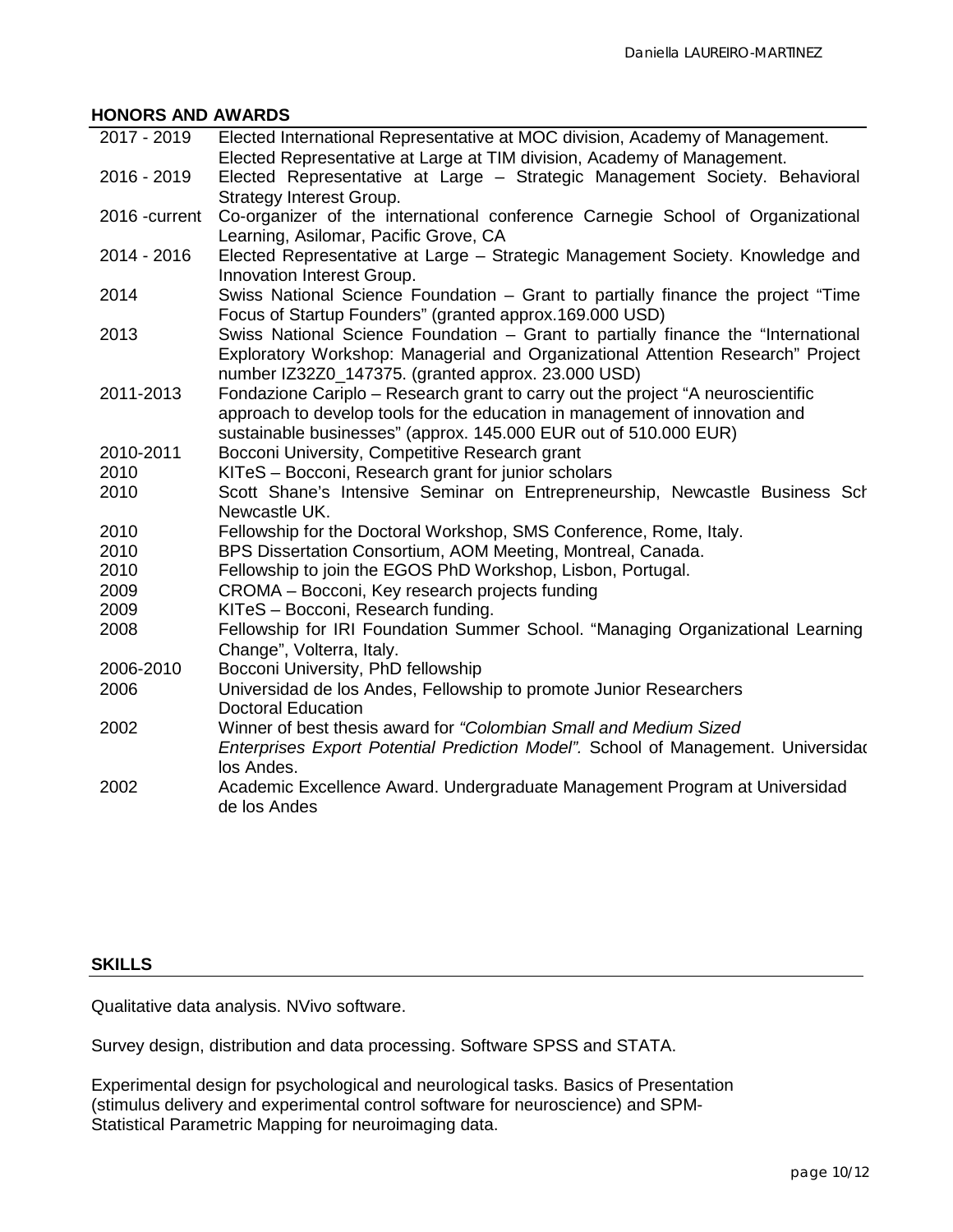## HONORS AND AWARDS

| | |
|---|---|
| 2017 - 2019 | Elected International Representative at MOC division, Academy of Management. Elected Representative at Large at TIM division, Academy of Management. |
| 2016 - 2019 | Elected Representative at Large – Strategic Management Society. Behavioral Strategy Interest Group. |
| 2016 -current | Co-organizer of the international conference Carnegie School of Organizational Learning, Asilomar, Pacific Grove, CA |
| 2014 - 2016 | Elected Representative at Large – Strategic Management Society. Knowledge and Innovation Interest Group. |
| 2014 | Swiss National Science Foundation – Grant to partially finance the project "Time Focus of Startup Founders" (granted approx.169.000 USD) |
| 2013 | Swiss National Science Foundation – Grant to partially finance the "International Exploratory Workshop: Managerial and Organizational Attention Research" Project number IZ32Z0_147375. (granted approx. 23.000 USD) |
| 2011-2013 | Fondazione Cariplo – Research grant to carry out the project "A neuroscientific approach to develop tools for the education in management of innovation and sustainable businesses" (approx. 145.000 EUR out of 510.000 EUR) |
| 2010-2011 | Bocconi University, Competitive Research grant |
| 2010 | KITeS – Bocconi, Research grant for junior scholars |
| 2010 | Scott Shane's Intensive Seminar on Entrepreneurship, Newcastle Business Sch Newcastle UK. |
| 2010 | Fellowship for the Doctoral Workshop, SMS Conference, Rome, Italy. |
| 2010 | BPS Dissertation Consortium, AOM Meeting, Montreal, Canada. |
| 2010 | Fellowship to join the EGOS PhD Workshop, Lisbon, Portugal. |
| 2009 | CROMA – Bocconi, Key research projects funding |
| 2009 | KITeS – Bocconi, Research funding. |
| 2008 | Fellowship for IRI Foundation Summer School. "Managing Organizational Learning Change", Volterra, Italy. |
| 2006-2010 | Bocconi University, PhD fellowship |
| 2006 | Universidad de los Andes, Fellowship to promote Junior Researchers Doctoral Education |
| 2002 | Winner of best thesis award for *"Colombian Small and Medium Sized Enterprises Export Potential Prediction Model".* School of Management. Universidad los Andes. |
| 2002 | Academic Excellence Award. Undergraduate Management Program at Universidad de los Andes |

## SKILLS

Qualitative data analysis. NVivo software.

Survey design, distribution and data processing. Software SPSS and STATA.

Experimental design for psychological and neurological tasks. Basics of Presentation (stimulus delivery and experimental control software for neuroscience) and SPM-Statistical Parametric Mapping for neuroimaging data.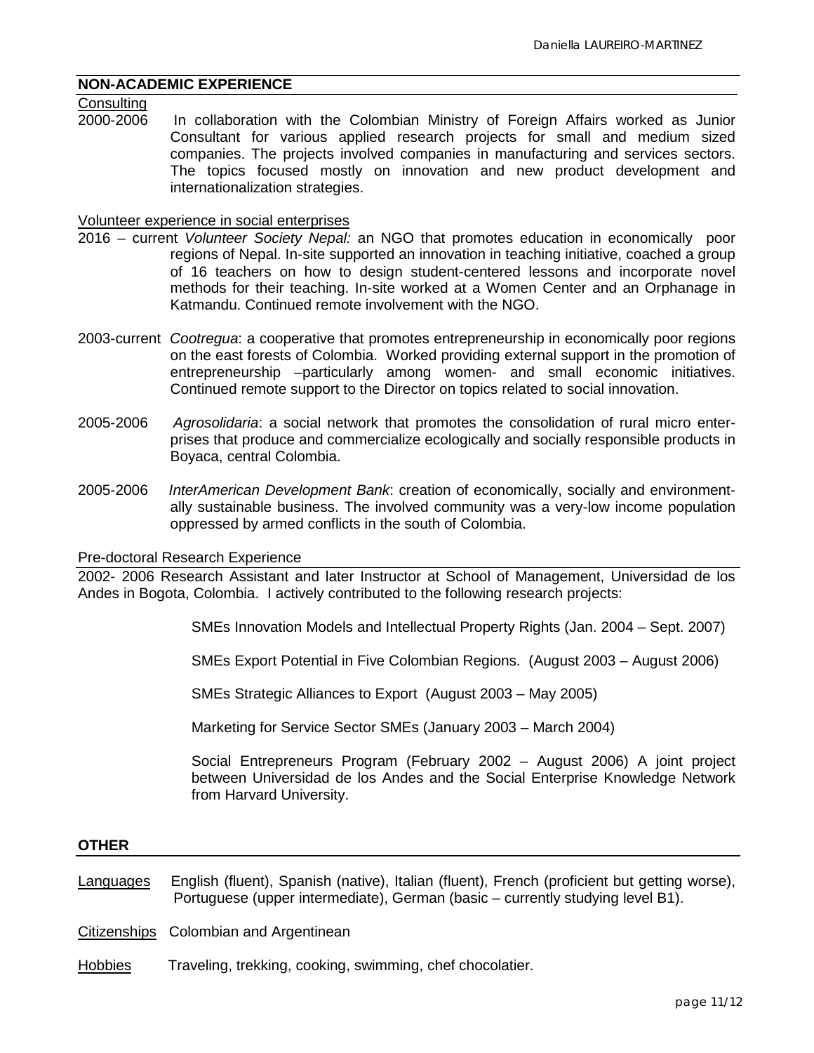## NON-ACADEMIC EXPERIENCE

Consulting

2000-2006 In collaboration with the Colombian Ministry of Foreign Affairs worked as Junior Consultant for various applied research projects for small and medium sized companies. The projects involved companies in manufacturing and services sectors. The topics focused mostly on innovation and new product development and internationalization strategies.

Volunteer experience in social enterprises

2016 – current *Volunteer Society Nepal:* an NGO that promotes education in economically poor regions of Nepal. In-site supported an innovation in teaching initiative, coached a group of 16 teachers on how to design student-centered lessons and incorporate novel methods for their teaching. In-site worked at a Women Center and an Orphanage in Katmandu. Continued remote involvement with the NGO.

2003-current *Cootregua*: a cooperative that promotes entrepreneurship in economically poor regions on the east forests of Colombia. Worked providing external support in the promotion of entrepreneurship –particularly among women- and small economic initiatives. Continued remote support to the Director on topics related to social innovation.

2005-2006 *Agrosolidaria*: a social network that promotes the consolidation of rural micro enter-prises that produce and commercialize ecologically and socially responsible products in Boyaca, central Colombia.

2005-2006 *InterAmerican Development Bank*: creation of economically, socially and environment-ally sustainable business. The involved community was a very-low income population oppressed by armed conflicts in the south of Colombia.

Pre-doctoral Research Experience

2002- 2006 Research Assistant and later Instructor at School of Management, Universidad de los Andes in Bogota, Colombia. I actively contributed to the following research projects:

SMEs Innovation Models and Intellectual Property Rights (Jan. 2004 – Sept. 2007)

SMEs Export Potential in Five Colombian Regions. (August 2003 – August 2006)

SMEs Strategic Alliances to Export (August 2003 – May 2005)

Marketing for Service Sector SMEs (January 2003 – March 2004)

Social Entrepreneurs Program (February 2002 – August 2006) A joint project between Universidad de los Andes and the Social Enterprise Knowledge Network from Harvard University.

## OTHER

Languages English (fluent), Spanish (native), Italian (fluent), French (proficient but getting worse), Portuguese (upper intermediate), German (basic – currently studying level B1).

Citizenships Colombian and Argentinean

Hobbies Traveling, trekking, cooking, swimming, chef chocolatier.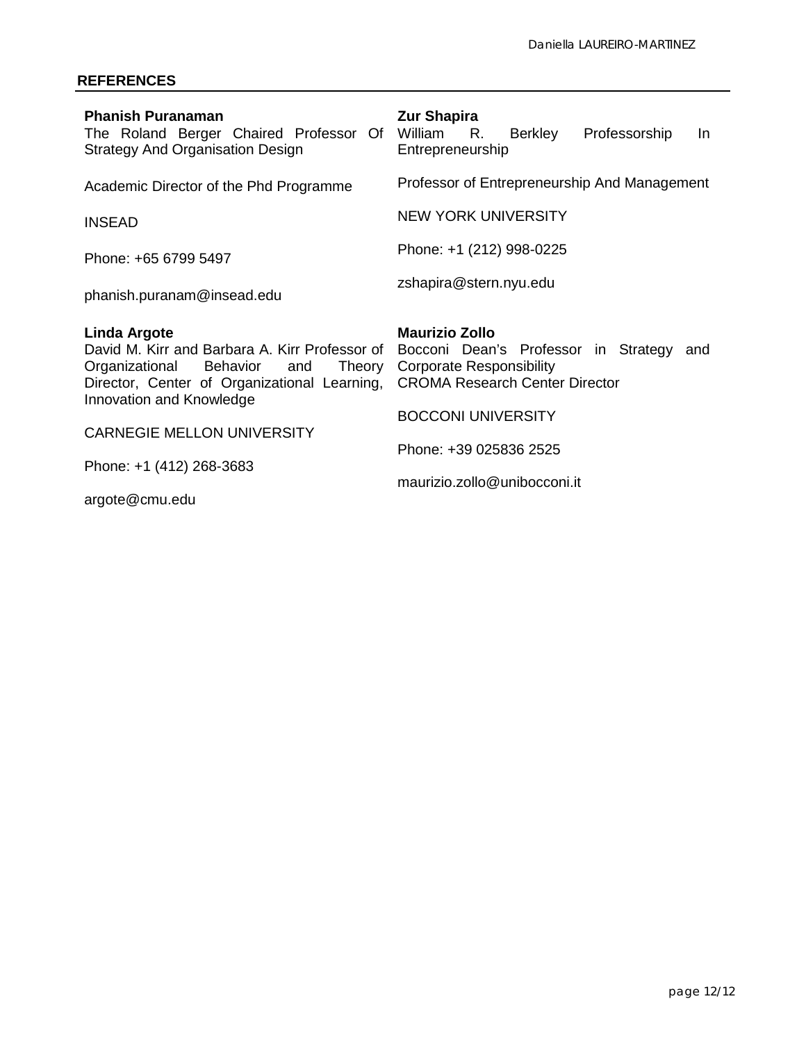## REFERENCES

**Phanish Puranaman**
The Roland Berger Chaired Professor Of Strategy And Organisation Design

Academic Director of the Phd Programme

INSEAD

Phone: +65 6799 5497

phanish.puranam@insead.edu

**Zur Shapira**
William R. Berkley Professorship In Entrepreneurship

Professor of Entrepreneurship And Management

NEW YORK UNIVERSITY

Phone: +1 (212) 998-0225

zshapira@stern.nyu.edu

**Linda Argote**
David M. Kirr and Barbara A. Kirr Professor of Organizational Behavior and Theory
Director, Center of Organizational Learning, Innovation and Knowledge

CARNEGIE MELLON UNIVERSITY

Phone: +1 (412) 268-3683

argote@cmu.edu

**Maurizio Zollo**
Bocconi Dean's Professor in Strategy and Corporate Responsibility
CROMA Research Center Director

BOCCONI UNIVERSITY

Phone: +39 025836 2525

maurizio.zollo@unibocconi.it